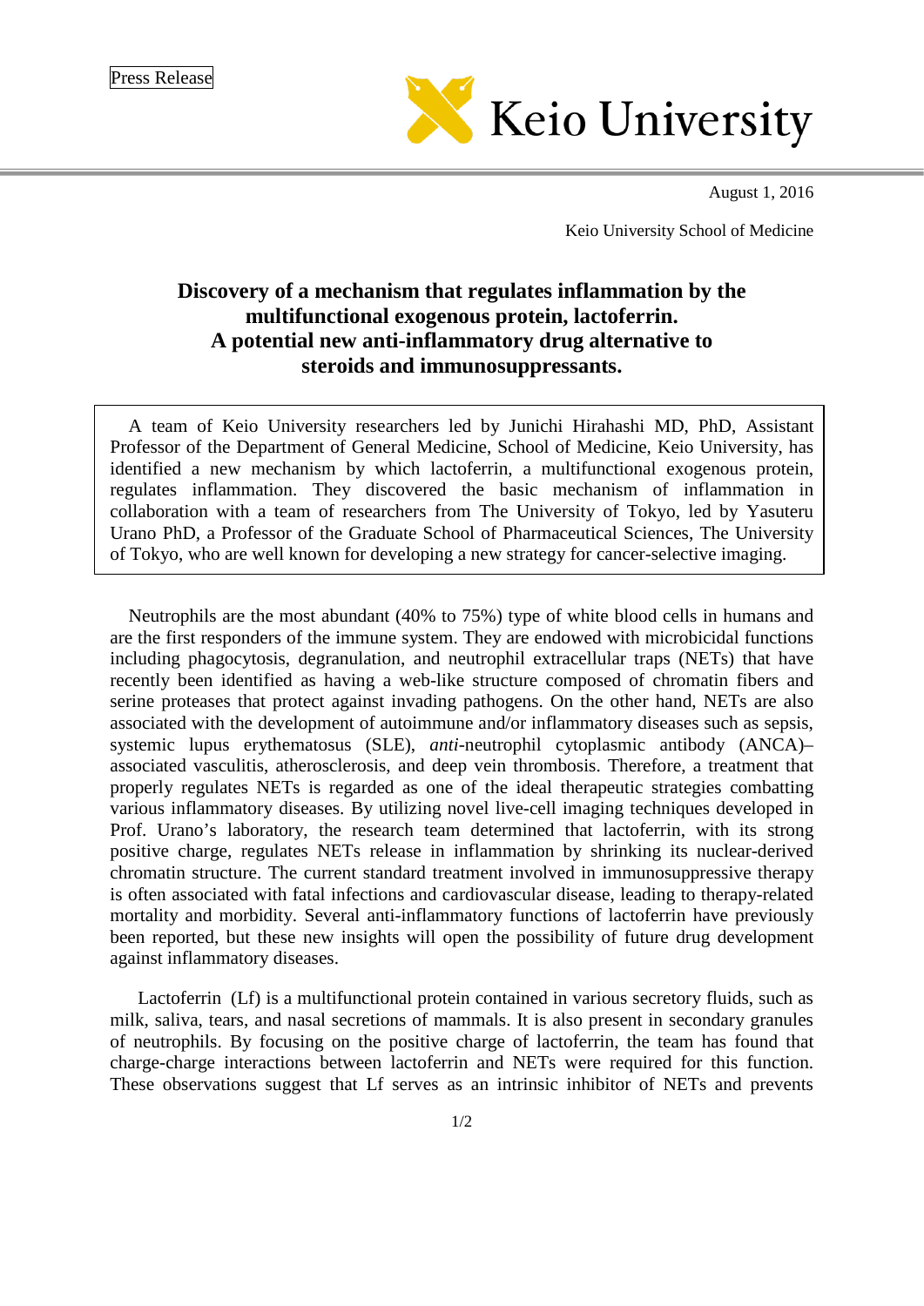Press Release

Keio University

August 1, 2016

Keio University School of Medicine

# Discovery of a mechanism that regulates inflammation by the multifunctional exogenous protein, lactoferrin. A potential new anti-inflammatory drug alternative to steroids and immunosuppressants.

A team of Keio University researchers led by Junichi Hirahashi MD, PhD, Assistant Professor of the Department of General Medicine, School of Medicine, Keio University, has identified a new mechanism by which lactoferrin, a multifunctional exogenous protein, regulates inflammation. They discovered the basic mechanism of inflammation in collaboration with a team of researchers from The University of Tokyo, led by Yasuteru Urano PhD, a Professor of the Graduate School of Pharmaceutical Sciences, The University of Tokyo, who are well known for developing a new strategy for cancer-selective imaging.

Neutrophils are the most abundant (40% to 75%) type of white blood cells in humans and are the first responders of the immune system. They are endowed with microbicidal functions including phagocytosis, degranulation, and neutrophil extracellular traps (NETs) that have recently been identified as having a web-like structure composed of chromatin fibers and serine proteases that protect against invading pathogens. On the other hand, NETs are also associated with the development of autoimmune and/or inflammatory diseases such as sepsis, systemic lupus erythematosus (SLE), *anti*-neutrophil cytoplasmic antibody (ANCA)–associated vasculitis, atherosclerosis, and deep vein thrombosis. Therefore, a treatment that properly regulates NETs is regarded as one of the ideal therapeutic strategies combatting various inflammatory diseases. By utilizing novel live-cell imaging techniques developed in Prof. Urano's laboratory, the research team determined that lactoferrin, with its strong positive charge, regulates NETs release in inflammation by shrinking its nuclear-derived chromatin structure. The current standard treatment involved in immunosuppressive therapy is often associated with fatal infections and cardiovascular disease, leading to therapy-related mortality and morbidity. Several anti-inflammatory functions of lactoferrin have previously been reported, but these new insights will open the possibility of future drug development against inflammatory diseases.

Lactoferrin (Lf) is a multifunctional protein contained in various secretory fluids, such as milk, saliva, tears, and nasal secretions of mammals. It is also present in secondary granules of neutrophils. By focusing on the positive charge of lactoferrin, the team has found that charge-charge interactions between lactoferrin and NETs were required for this function. These observations suggest that Lf serves as an intrinsic inhibitor of NETs and prevents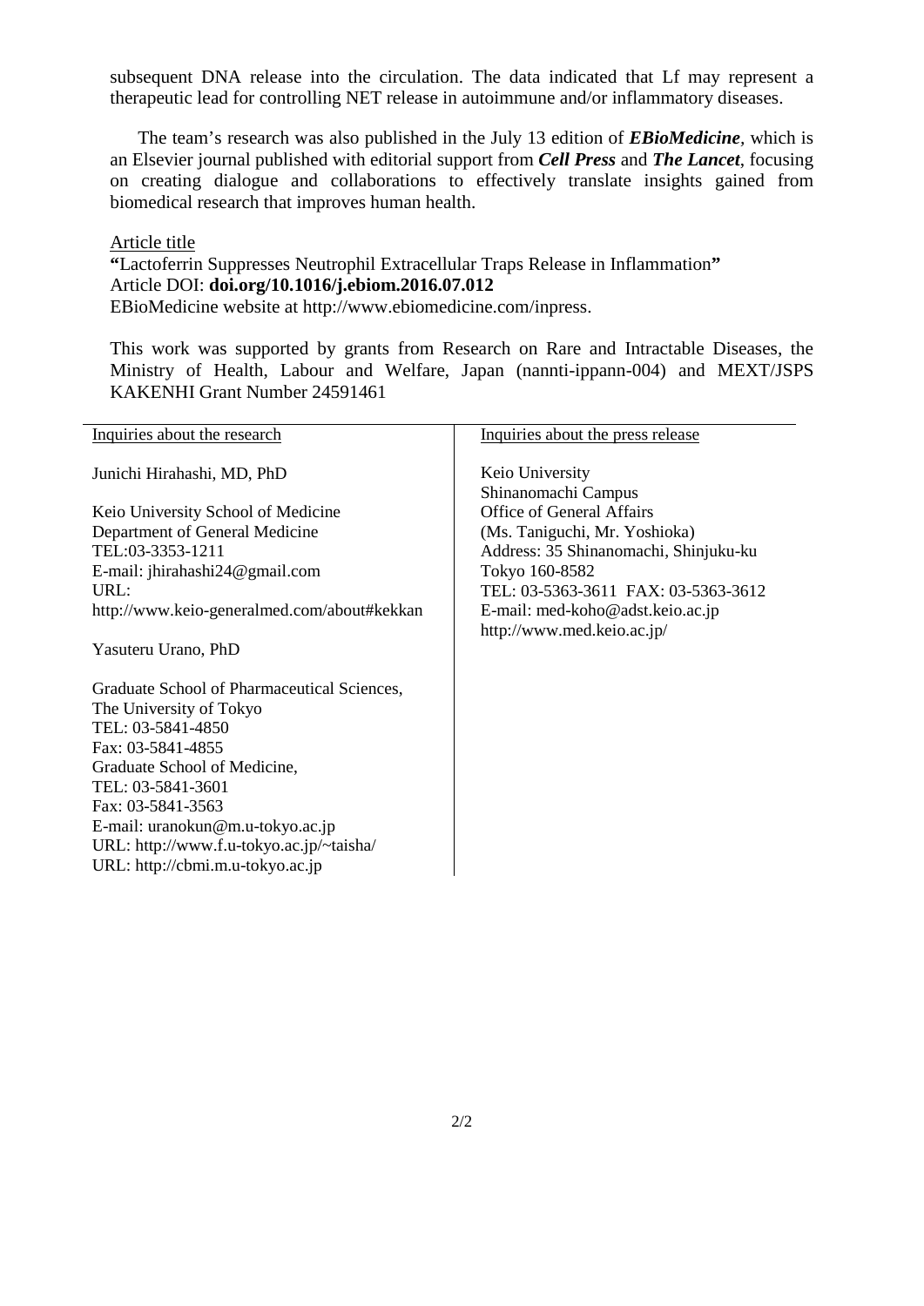subsequent DNA release into the circulation. The data indicated that Lf may represent a therapeutic lead for controlling NET release in autoimmune and/or inflammatory diseases.

The team's research was also published in the July 13 edition of ***EBioMedicine***, which is an Elsevier journal published with editorial support from ***Cell Press*** and ***The Lancet***, focusing on creating dialogue and collaborations to effectively translate insights gained from biomedical research that improves human health.

Article title
**"**Lactoferrin Suppresses Neutrophil Extracellular Traps Release in Inflammation**"**
Article DOI: **doi.org/10.1016/j.ebiom.2016.07.012**
EBioMedicine website at http://www.ebiomedicine.com/inpress.

This work was supported by grants from Research on Rare and Intractable Diseases, the Ministry of Health, Labour and Welfare, Japan (nannti-ippann-004) and MEXT/JSPS KAKENHI Grant Number 24591461

---

Inquiries about the research

Junichi Hirahashi, MD, PhD

Keio University School of Medicine
Department of General Medicine
TEL:03-3353-1211
E-mail: jhirahashi24@gmail.com
URL:
http://www.keio-generalmed.com/about#kekkan

Yasuteru Urano, PhD

Graduate School of Pharmaceutical Sciences,
The University of Tokyo
TEL: 03-5841-4850
Fax: 03-5841-4855
Graduate School of Medicine,
TEL: 03-5841-3601
Fax: 03-5841-3563
E-mail: uranokun@m.u-tokyo.ac.jp
URL: http://www.f.u-tokyo.ac.jp/~taisha/
URL: http://cbmi.m.u-tokyo.ac.jp

Inquiries about the press release

Keio University
Shinanomachi Campus
Office of General Affairs
(Ms. Taniguchi, Mr. Yoshioka)
Address: 35 Shinanomachi, Shinjuku-ku
Tokyo 160-8582
TEL: 03-5363-3611 FAX: 03-5363-3612
E-mail: med-koho@adst.keio.ac.jp
http://www.med.keio.ac.jp/